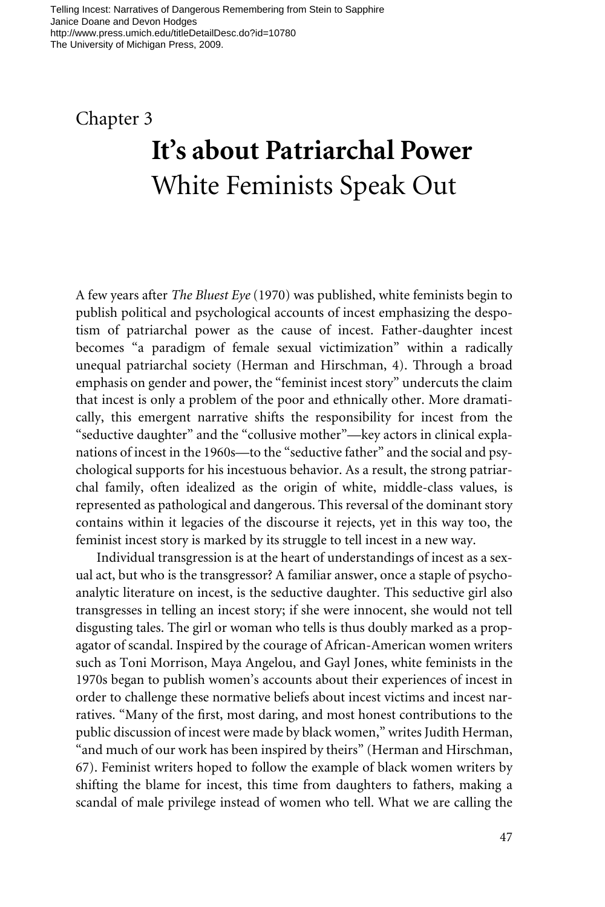Telling Incest: Narratives of Dangerous Remembering from Stein to Sapphire
Janice Doane and Devon Hodges
http://www.press.umich.edu/titleDetailDesc.do?id=10780
The University of Michigan Press, 2009.

Chapter 3

# It's about Patriarchal Power
## White Feminists Speak Out

A few years after *The Bluest Eye* (1970) was published, white feminists begin to publish political and psychological accounts of incest emphasizing the despotism of patriarchal power as the cause of incest. Father-daughter incest becomes "a paradigm of female sexual victimization" within a radically unequal patriarchal society (Herman and Hirschman, 4). Through a broad emphasis on gender and power, the "feminist incest story" undercuts the claim that incest is only a problem of the poor and ethnically other. More dramatically, this emergent narrative shifts the responsibility for incest from the "seductive daughter" and the "collusive mother"—key actors in clinical explanations of incest in the 1960s—to the "seductive father" and the social and psychological supports for his incestuous behavior. As a result, the strong patriarchal family, often idealized as the origin of white, middle-class values, is represented as pathological and dangerous. This reversal of the dominant story contains within it legacies of the discourse it rejects, yet in this way too, the feminist incest story is marked by its struggle to tell incest in a new way.

Individual transgression is at the heart of understandings of incest as a sexual act, but who is the transgressor? A familiar answer, once a staple of psychoanalytic literature on incest, is the seductive daughter. This seductive girl also transgresses in telling an incest story; if she were innocent, she would not tell disgusting tales. The girl or woman who tells is thus doubly marked as a propagator of scandal. Inspired by the courage of African-American women writers such as Toni Morrison, Maya Angelou, and Gayl Jones, white feminists in the 1970s began to publish women's accounts about their experiences of incest in order to challenge these normative beliefs about incest victims and incest narratives. "Many of the first, most daring, and most honest contributions to the public discussion of incest were made by black women," writes Judith Herman, "and much of our work has been inspired by theirs" (Herman and Hirschman, 67). Feminist writers hoped to follow the example of black women writers by shifting the blame for incest, this time from daughters to fathers, making a scandal of male privilege instead of women who tell. What we are calling the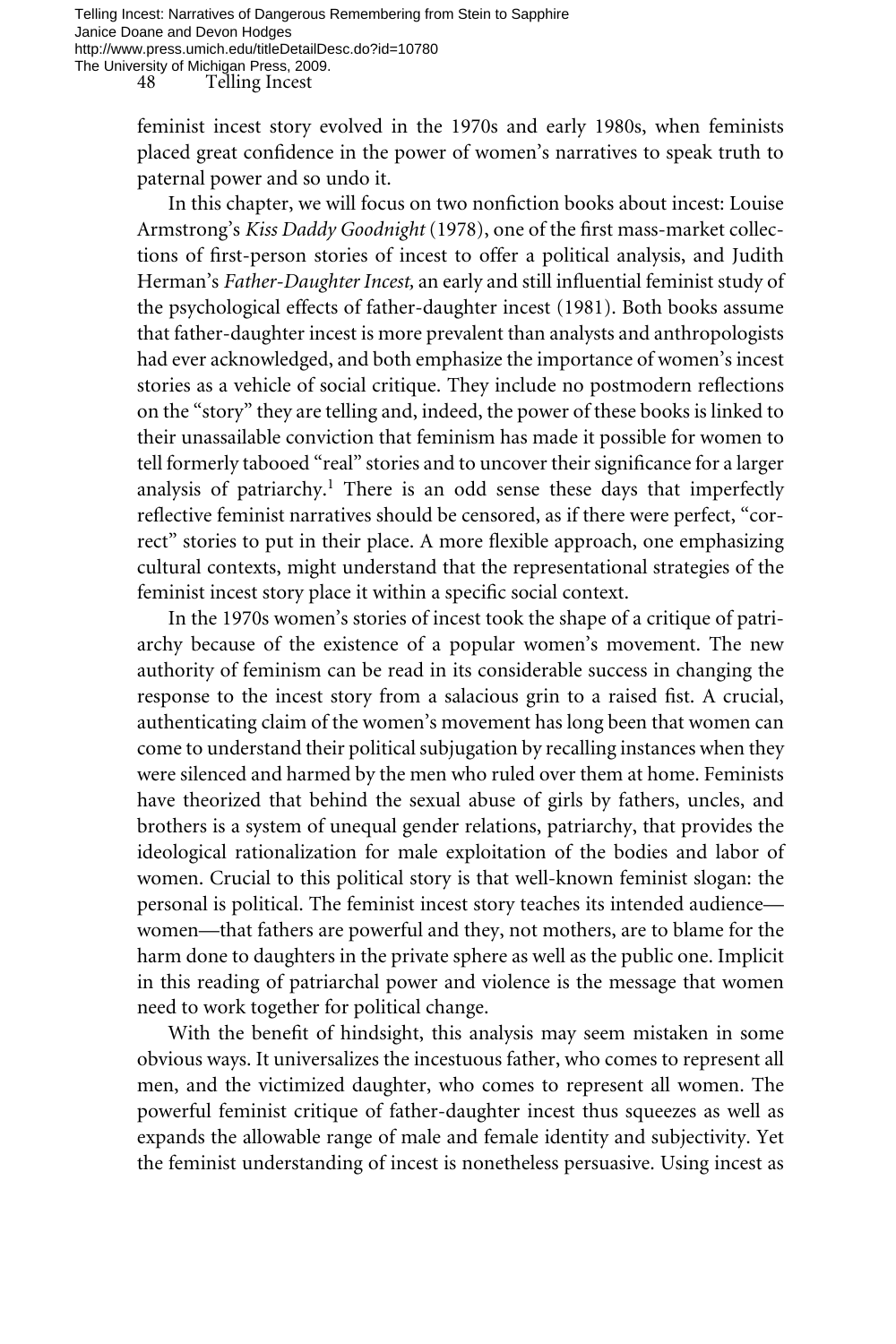feminist incest story evolved in the 1970s and early 1980s, when feminists placed great confidence in the power of women's narratives to speak truth to paternal power and so undo it.

In this chapter, we will focus on two nonfiction books about incest: Louise Armstrong's *Kiss Daddy Goodnight* (1978), one of the first mass-market collections of first-person stories of incest to offer a political analysis, and Judith Herman's *Father-Daughter Incest,* an early and still influential feminist study of the psychological effects of father-daughter incest (1981). Both books assume that father-daughter incest is more prevalent than analysts and anthropologists had ever acknowledged, and both emphasize the importance of women's incest stories as a vehicle of social critique. They include no postmodern reflections on the "story" they are telling and, indeed, the power of these books is linked to their unassailable conviction that feminism has made it possible for women to tell formerly tabooed "real" stories and to uncover their significance for a larger analysis of patriarchy.[1] There is an odd sense these days that imperfectly reflective feminist narratives should be censored, as if there were perfect, "correct" stories to put in their place. A more flexible approach, one emphasizing cultural contexts, might understand that the representational strategies of the feminist incest story place it within a specific social context.

In the 1970s women's stories of incest took the shape of a critique of patriarchy because of the existence of a popular women's movement. The new authority of feminism can be read in its considerable success in changing the response to the incest story from a salacious grin to a raised fist. A crucial, authenticating claim of the women's movement has long been that women can come to understand their political subjugation by recalling instances when they were silenced and harmed by the men who ruled over them at home. Feminists have theorized that behind the sexual abuse of girls by fathers, uncles, and brothers is a system of unequal gender relations, patriarchy, that provides the ideological rationalization for male exploitation of the bodies and labor of women. Crucial to this political story is that well-known feminist slogan: the personal is political. The feminist incest story teaches its intended audience—women—that fathers are powerful and they, not mothers, are to blame for the harm done to daughters in the private sphere as well as the public one. Implicit in this reading of patriarchal power and violence is the message that women need to work together for political change.

With the benefit of hindsight, this analysis may seem mistaken in some obvious ways. It universalizes the incestuous father, who comes to represent all men, and the victimized daughter, who comes to represent all women. The powerful feminist critique of father-daughter incest thus squeezes as well as expands the allowable range of male and female identity and subjectivity. Yet the feminist understanding of incest is nonetheless persuasive. Using incest as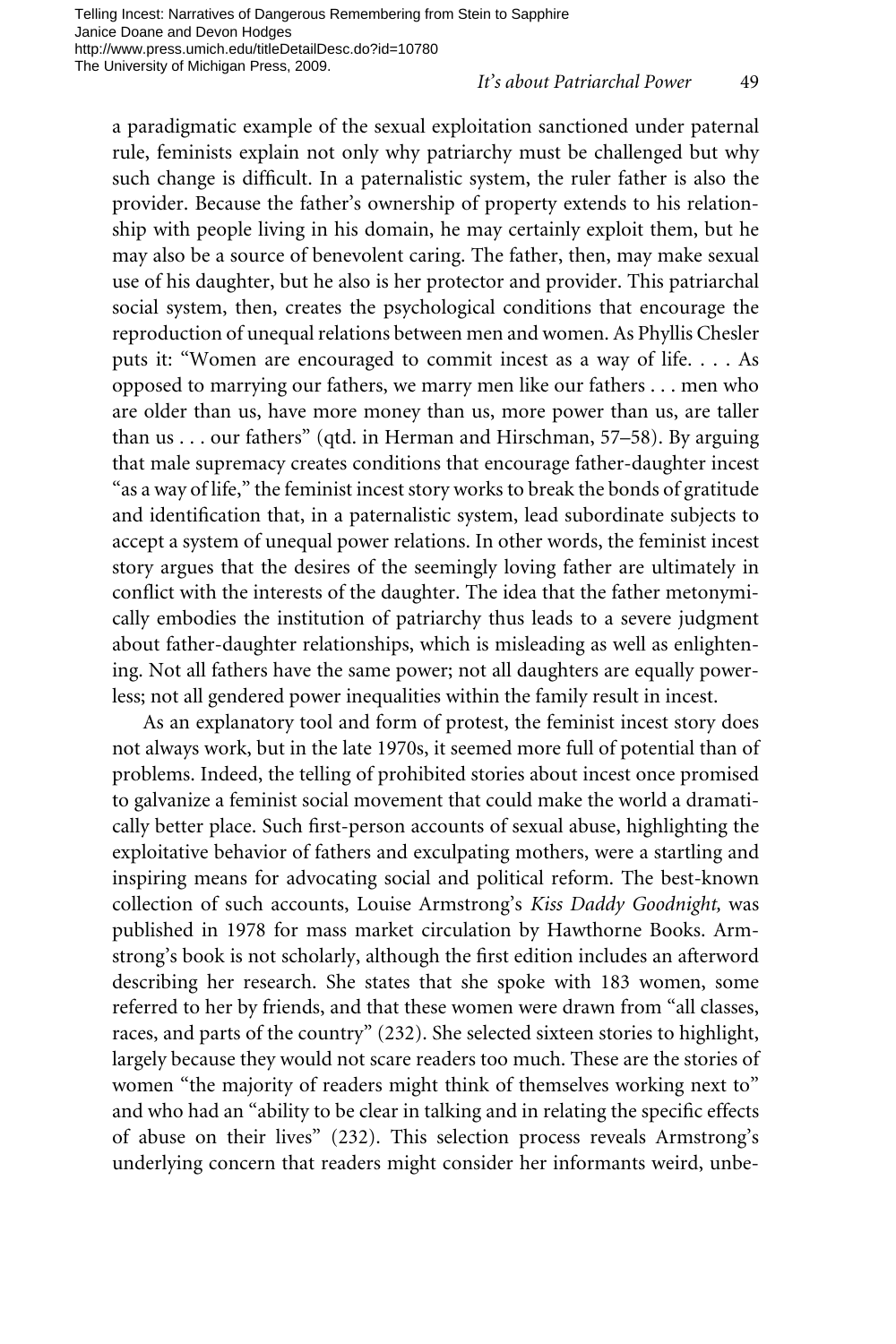a paradigmatic example of the sexual exploitation sanctioned under paternal rule, feminists explain not only why patriarchy must be challenged but why such change is difficult. In a paternalistic system, the ruler father is also the provider. Because the father's ownership of property extends to his relationship with people living in his domain, he may certainly exploit them, but he may also be a source of benevolent caring. The father, then, may make sexual use of his daughter, but he also is her protector and provider. This patriarchal social system, then, creates the psychological conditions that encourage the reproduction of unequal relations between men and women. As Phyllis Chesler puts it: "Women are encouraged to commit incest as a way of life. . . . As opposed to marrying our fathers, we marry men like our fathers . . . men who are older than us, have more money than us, more power than us, are taller than us . . . our fathers" (qtd. in Herman and Hirschman, 57–58). By arguing that male supremacy creates conditions that encourage father-daughter incest "as a way of life," the feminist incest story works to break the bonds of gratitude and identification that, in a paternalistic system, lead subordinate subjects to accept a system of unequal power relations. In other words, the feminist incest story argues that the desires of the seemingly loving father are ultimately in conflict with the interests of the daughter. The idea that the father metonymically embodies the institution of patriarchy thus leads to a severe judgment about father-daughter relationships, which is misleading as well as enlightening. Not all fathers have the same power; not all daughters are equally powerless; not all gendered power inequalities within the family result in incest.

As an explanatory tool and form of protest, the feminist incest story does not always work, but in the late 1970s, it seemed more full of potential than of problems. Indeed, the telling of prohibited stories about incest once promised to galvanize a feminist social movement that could make the world a dramatically better place. Such first-person accounts of sexual abuse, highlighting the exploitative behavior of fathers and exculpating mothers, were a startling and inspiring means for advocating social and political reform. The best-known collection of such accounts, Louise Armstrong's *Kiss Daddy Goodnight,* was published in 1978 for mass market circulation by Hawthorne Books. Armstrong's book is not scholarly, although the first edition includes an afterword describing her research. She states that she spoke with 183 women, some referred to her by friends, and that these women were drawn from "all classes, races, and parts of the country" (232). She selected sixteen stories to highlight, largely because they would not scare readers too much. These are the stories of women "the majority of readers might think of themselves working next to" and who had an "ability to be clear in talking and in relating the specific effects of abuse on their lives" (232). This selection process reveals Armstrong's underlying concern that readers might consider her informants weird, unbe-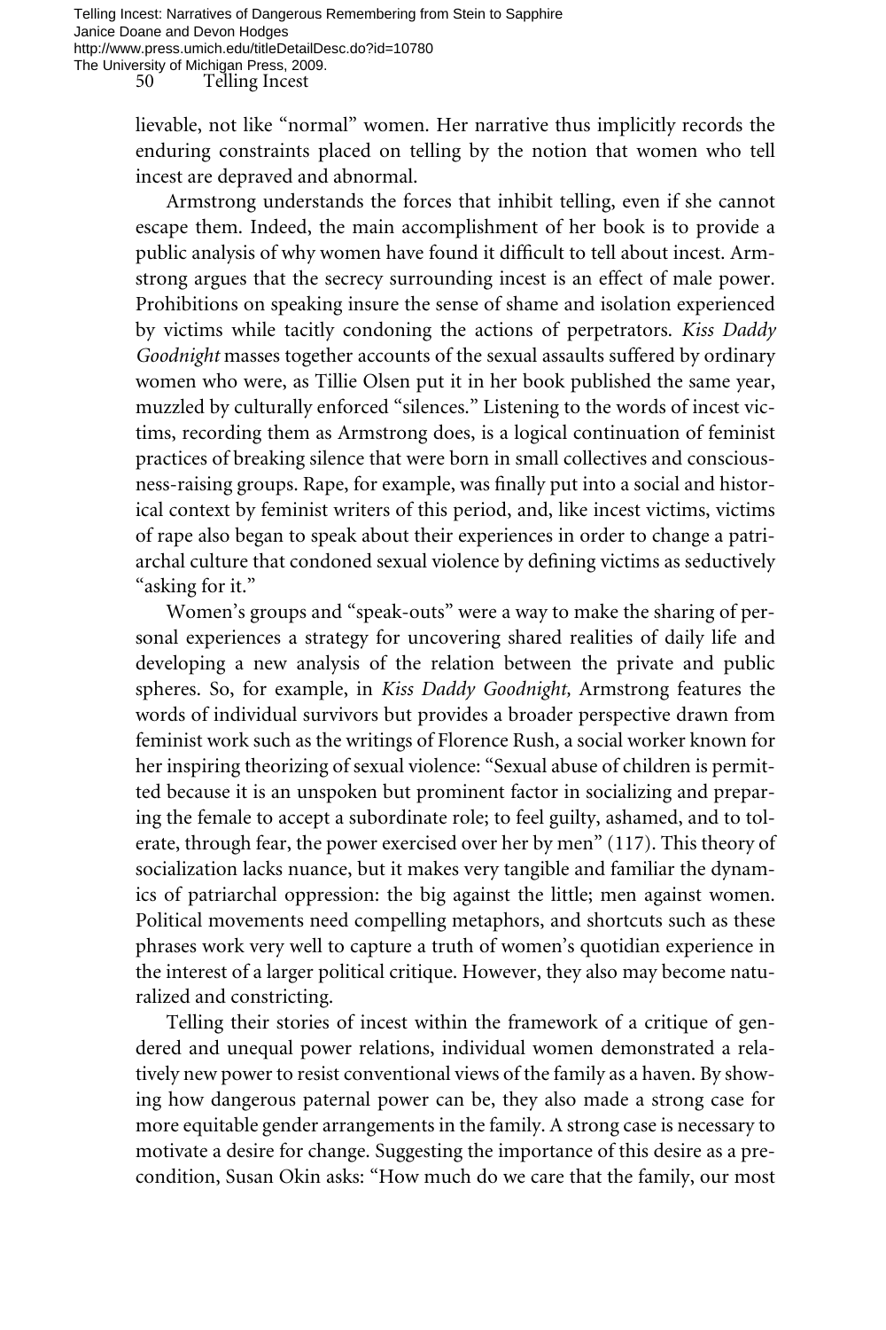lievable, not like "normal" women. Her narrative thus implicitly records the enduring constraints placed on telling by the notion that women who tell incest are depraved and abnormal.

Armstrong understands the forces that inhibit telling, even if she cannot escape them. Indeed, the main accomplishment of her book is to provide a public analysis of why women have found it difficult to tell about incest. Armstrong argues that the secrecy surrounding incest is an effect of male power. Prohibitions on speaking insure the sense of shame and isolation experienced by victims while tacitly condoning the actions of perpetrators. *Kiss Daddy Goodnight* masses together accounts of the sexual assaults suffered by ordinary women who were, as Tillie Olsen put it in her book published the same year, muzzled by culturally enforced "silences." Listening to the words of incest victims, recording them as Armstrong does, is a logical continuation of feminist practices of breaking silence that were born in small collectives and consciousness-raising groups. Rape, for example, was finally put into a social and historical context by feminist writers of this period, and, like incest victims, victims of rape also began to speak about their experiences in order to change a patriarchal culture that condoned sexual violence by defining victims as seductively "asking for it."

Women's groups and "speak-outs" were a way to make the sharing of personal experiences a strategy for uncovering shared realities of daily life and developing a new analysis of the relation between the private and public spheres. So, for example, in *Kiss Daddy Goodnight,* Armstrong features the words of individual survivors but provides a broader perspective drawn from feminist work such as the writings of Florence Rush, a social worker known for her inspiring theorizing of sexual violence: "Sexual abuse of children is permitted because it is an unspoken but prominent factor in socializing and preparing the female to accept a subordinate role; to feel guilty, ashamed, and to tolerate, through fear, the power exercised over her by men" (117). This theory of socialization lacks nuance, but it makes very tangible and familiar the dynamics of patriarchal oppression: the big against the little; men against women. Political movements need compelling metaphors, and shortcuts such as these phrases work very well to capture a truth of women's quotidian experience in the interest of a larger political critique. However, they also may become naturalized and constricting.

Telling their stories of incest within the framework of a critique of gendered and unequal power relations, individual women demonstrated a relatively new power to resist conventional views of the family as a haven. By showing how dangerous paternal power can be, they also made a strong case for more equitable gender arrangements in the family. A strong case is necessary to motivate a desire for change. Suggesting the importance of this desire as a precondition, Susan Okin asks: "How much do we care that the family, our most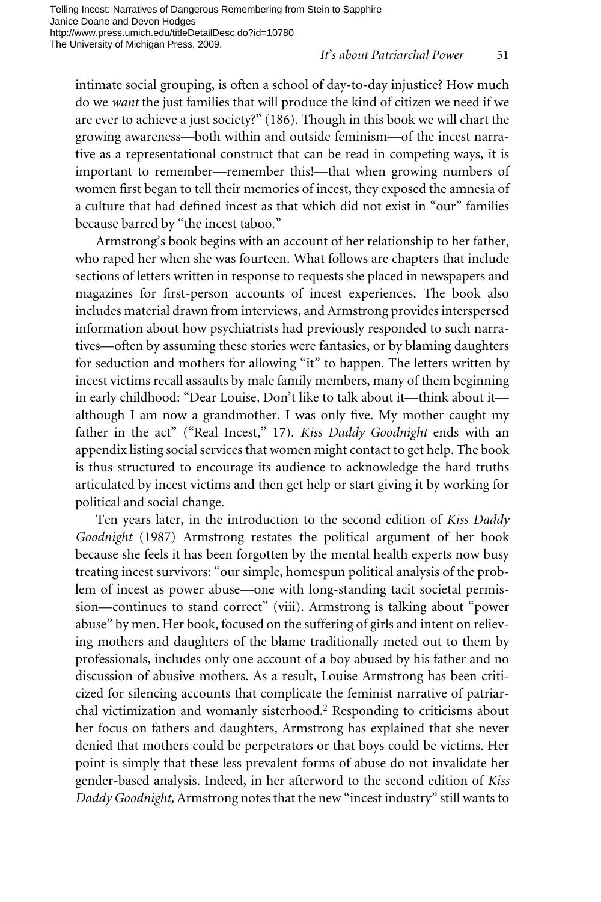intimate social grouping, is often a school of day-to-day injustice? How much do we *want* the just families that will produce the kind of citizen we need if we are ever to achieve a just society?" (186). Though in this book we will chart the growing awareness—both within and outside feminism—of the incest narrative as a representational construct that can be read in competing ways, it is important to remember—remember this!—that when growing numbers of women first began to tell their memories of incest, they exposed the amnesia of a culture that had defined incest as that which did not exist in "our" families because barred by "the incest taboo."

Armstrong's book begins with an account of her relationship to her father, who raped her when she was fourteen. What follows are chapters that include sections of letters written in response to requests she placed in newspapers and magazines for first-person accounts of incest experiences. The book also includes material drawn from interviews, and Armstrong provides interspersed information about how psychiatrists had previously responded to such narratives—often by assuming these stories were fantasies, or by blaming daughters for seduction and mothers for allowing "it" to happen. The letters written by incest victims recall assaults by male family members, many of them beginning in early childhood: "Dear Louise, Don't like to talk about it—think about it—although I am now a grandmother. I was only five. My mother caught my father in the act" ("Real Incest," 17). *Kiss Daddy Goodnight* ends with an appendix listing social services that women might contact to get help. The book is thus structured to encourage its audience to acknowledge the hard truths articulated by incest victims and then get help or start giving it by working for political and social change.

Ten years later, in the introduction to the second edition of *Kiss Daddy Goodnight* (1987) Armstrong restates the political argument of her book because she feels it has been forgotten by the mental health experts now busy treating incest survivors: "our simple, homespun political analysis of the problem of incest as power abuse—one with long-standing tacit societal permission—continues to stand correct" (viii). Armstrong is talking about "power abuse" by men. Her book, focused on the suffering of girls and intent on relieving mothers and daughters of the blame traditionally meted out to them by professionals, includes only one account of a boy abused by his father and no discussion of abusive mothers. As a result, Louise Armstrong has been criticized for silencing accounts that complicate the feminist narrative of patriarchal victimization and womanly sisterhood.[2] Responding to criticisms about her focus on fathers and daughters, Armstrong has explained that she never denied that mothers could be perpetrators or that boys could be victims. Her point is simply that these less prevalent forms of abuse do not invalidate her gender-based analysis. Indeed, in her afterword to the second edition of *Kiss Daddy Goodnight,* Armstrong notes that the new "incest industry" still wants to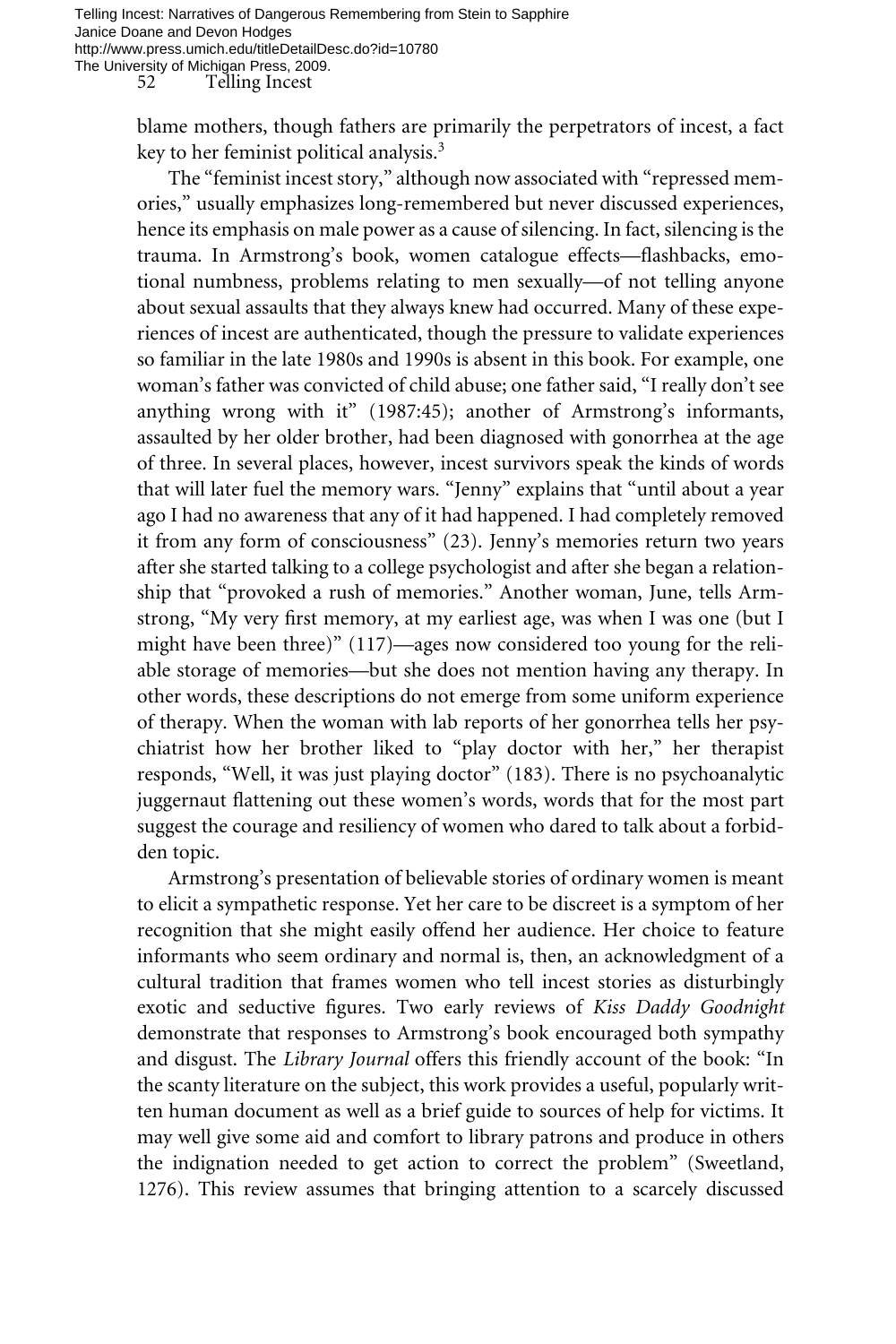blame mothers, though fathers are primarily the perpetrators of incest, a fact key to her feminist political analysis.[3]

The "feminist incest story," although now associated with "repressed memories," usually emphasizes long-remembered but never discussed experiences, hence its emphasis on male power as a cause of silencing. In fact, silencing is the trauma. In Armstrong's book, women catalogue effects—flashbacks, emotional numbness, problems relating to men sexually—of not telling anyone about sexual assaults that they always knew had occurred. Many of these experiences of incest are authenticated, though the pressure to validate experiences so familiar in the late 1980s and 1990s is absent in this book. For example, one woman's father was convicted of child abuse; one father said, "I really don't see anything wrong with it" (1987:45); another of Armstrong's informants, assaulted by her older brother, had been diagnosed with gonorrhea at the age of three. In several places, however, incest survivors speak the kinds of words that will later fuel the memory wars. "Jenny" explains that "until about a year ago I had no awareness that any of it had happened. I had completely removed it from any form of consciousness" (23). Jenny's memories return two years after she started talking to a college psychologist and after she began a relationship that "provoked a rush of memories." Another woman, June, tells Armstrong, "My very first memory, at my earliest age, was when I was one (but I might have been three)" (117)—ages now considered too young for the reliable storage of memories—but she does not mention having any therapy. In other words, these descriptions do not emerge from some uniform experience of therapy. When the woman with lab reports of her gonorrhea tells her psychiatrist how her brother liked to "play doctor with her," her therapist responds, "Well, it was just playing doctor" (183). There is no psychoanalytic juggernaut flattening out these women's words, words that for the most part suggest the courage and resiliency of women who dared to talk about a forbidden topic.

Armstrong's presentation of believable stories of ordinary women is meant to elicit a sympathetic response. Yet her care to be discreet is a symptom of her recognition that she might easily offend her audience. Her choice to feature informants who seem ordinary and normal is, then, an acknowledgment of a cultural tradition that frames women who tell incest stories as disturbingly exotic and seductive figures. Two early reviews of *Kiss Daddy Goodnight* demonstrate that responses to Armstrong's book encouraged both sympathy and disgust. The *Library Journal* offers this friendly account of the book: "In the scanty literature on the subject, this work provides a useful, popularly written human document as well as a brief guide to sources of help for victims. It may well give some aid and comfort to library patrons and produce in others the indignation needed to get action to correct the problem" (Sweetland, 1276). This review assumes that bringing attention to a scarcely discussed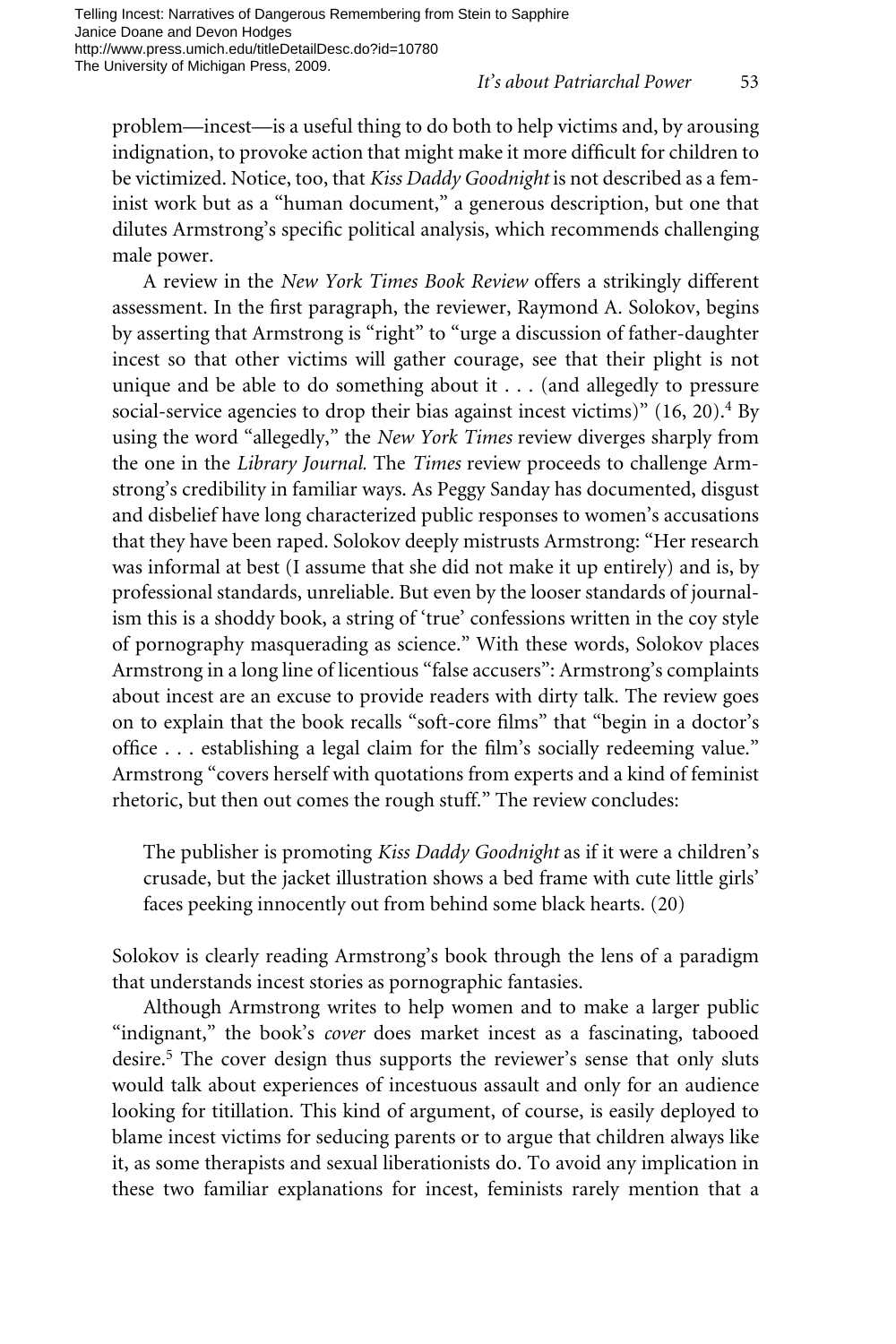problem—incest—is a useful thing to do both to help victims and, by arousing indignation, to provoke action that might make it more difficult for children to be victimized. Notice, too, that *Kiss Daddy Goodnight* is not described as a feminist work but as a "human document," a generous description, but one that dilutes Armstrong's specific political analysis, which recommends challenging male power.

A review in the *New York Times Book Review* offers a strikingly different assessment. In the first paragraph, the reviewer, Raymond A. Solokov, begins by asserting that Armstrong is "right" to "urge a discussion of father-daughter incest so that other victims will gather courage, see that their plight is not unique and be able to do something about it . . . (and allegedly to pressure social-service agencies to drop their bias against incest victims)" (16, 20).[4] By using the word "allegedly," the *New York Times* review diverges sharply from the one in the *Library Journal.* The *Times* review proceeds to challenge Armstrong's credibility in familiar ways. As Peggy Sanday has documented, disgust and disbelief have long characterized public responses to women's accusations that they have been raped. Solokov deeply mistrusts Armstrong: "Her research was informal at best (I assume that she did not make it up entirely) and is, by professional standards, unreliable. But even by the looser standards of journalism this is a shoddy book, a string of 'true' confessions written in the coy style of pornography masquerading as science." With these words, Solokov places Armstrong in a long line of licentious "false accusers": Armstrong's complaints about incest are an excuse to provide readers with dirty talk. The review goes on to explain that the book recalls "soft-core films" that "begin in a doctor's office . . . establishing a legal claim for the film's socially redeeming value." Armstrong "covers herself with quotations from experts and a kind of feminist rhetoric, but then out comes the rough stuff." The review concludes:

> The publisher is promoting *Kiss Daddy Goodnight* as if it were a children's crusade, but the jacket illustration shows a bed frame with cute little girls' faces peeking innocently out from behind some black hearts. (20)

Solokov is clearly reading Armstrong's book through the lens of a paradigm that understands incest stories as pornographic fantasies.

Although Armstrong writes to help women and to make a larger public "indignant," the book's *cover* does market incest as a fascinating, tabooed desire.[5] The cover design thus supports the reviewer's sense that only sluts would talk about experiences of incestuous assault and only for an audience looking for titillation. This kind of argument, of course, is easily deployed to blame incest victims for seducing parents or to argue that children always like it, as some therapists and sexual liberationists do. To avoid any implication in these two familiar explanations for incest, feminists rarely mention that a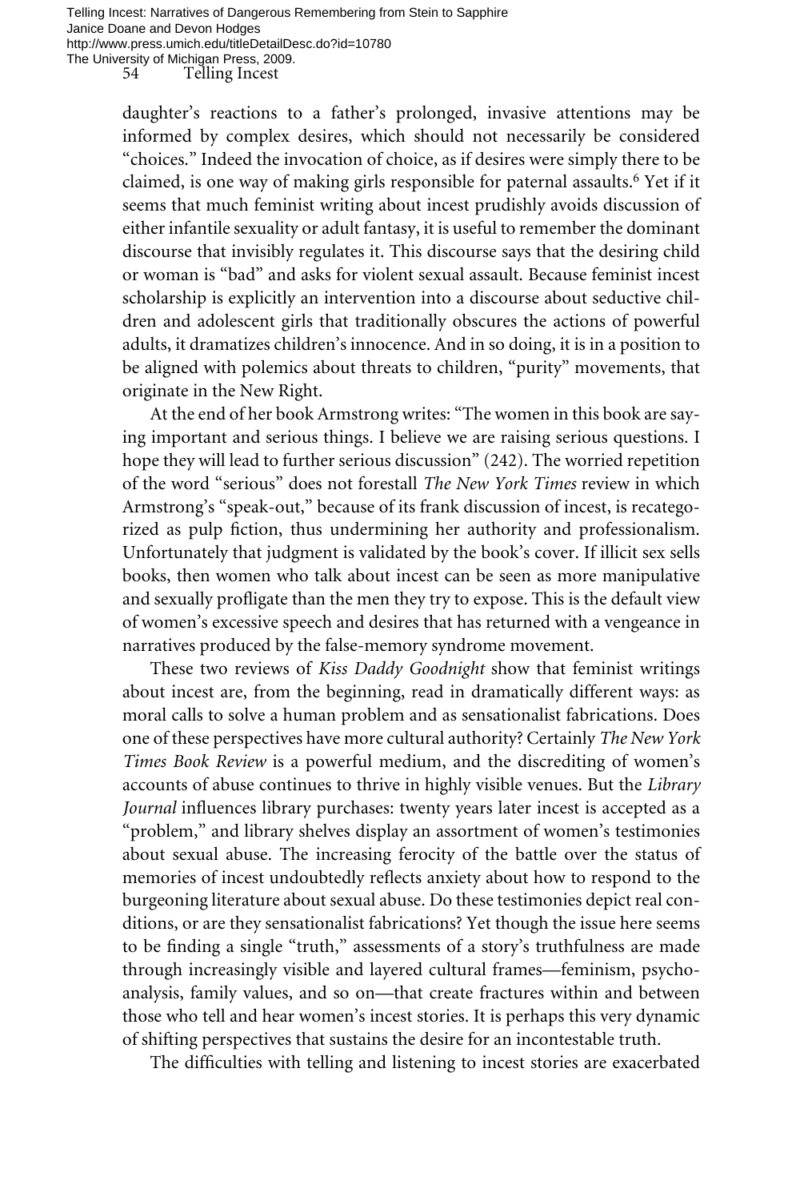daughter's reactions to a father's prolonged, invasive attentions may be informed by complex desires, which should not necessarily be considered "choices." Indeed the invocation of choice, as if desires were simply there to be claimed, is one way of making girls responsible for paternal assaults.[6] Yet if it seems that much feminist writing about incest prudishly avoids discussion of either infantile sexuality or adult fantasy, it is useful to remember the dominant discourse that invisibly regulates it. This discourse says that the desiring child or woman is "bad" and asks for violent sexual assault. Because feminist incest scholarship is explicitly an intervention into a discourse about seductive children and adolescent girls that traditionally obscures the actions of powerful adults, it dramatizes children's innocence. And in so doing, it is in a position to be aligned with polemics about threats to children, "purity" movements, that originate in the New Right.

At the end of her book Armstrong writes: "The women in this book are saying important and serious things. I believe we are raising serious questions. I hope they will lead to further serious discussion" (242). The worried repetition of the word "serious" does not forestall *The New York Times* review in which Armstrong's "speak-out," because of its frank discussion of incest, is recategorized as pulp fiction, thus undermining her authority and professionalism. Unfortunately that judgment is validated by the book's cover. If illicit sex sells books, then women who talk about incest can be seen as more manipulative and sexually profligate than the men they try to expose. This is the default view of women's excessive speech and desires that has returned with a vengeance in narratives produced by the false-memory syndrome movement.

These two reviews of *Kiss Daddy Goodnight* show that feminist writings about incest are, from the beginning, read in dramatically different ways: as moral calls to solve a human problem and as sensationalist fabrications. Does one of these perspectives have more cultural authority? Certainly *The New York Times Book Review* is a powerful medium, and the discrediting of women's accounts of abuse continues to thrive in highly visible venues. But the *Library Journal* influences library purchases: twenty years later incest is accepted as a "problem," and library shelves display an assortment of women's testimonies about sexual abuse. The increasing ferocity of the battle over the status of memories of incest undoubtedly reflects anxiety about how to respond to the burgeoning literature about sexual abuse. Do these testimonies depict real conditions, or are they sensationalist fabrications? Yet though the issue here seems to be finding a single "truth," assessments of a story's truthfulness are made through increasingly visible and layered cultural frames—feminism, psychoanalysis, family values, and so on—that create fractures within and between those who tell and hear women's incest stories. It is perhaps this very dynamic of shifting perspectives that sustains the desire for an incontestable truth.

The difficulties with telling and listening to incest stories are exacerbated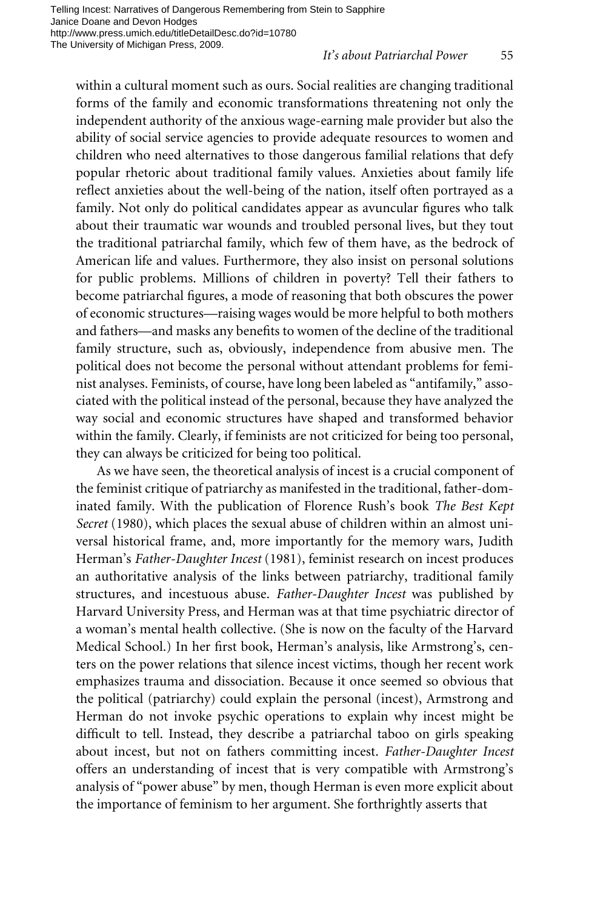within a cultural moment such as ours. Social realities are changing traditional forms of the family and economic transformations threatening not only the independent authority of the anxious wage-earning male provider but also the ability of social service agencies to provide adequate resources to women and children who need alternatives to those dangerous familial relations that defy popular rhetoric about traditional family values. Anxieties about family life reflect anxieties about the well-being of the nation, itself often portrayed as a family. Not only do political candidates appear as avuncular figures who talk about their traumatic war wounds and troubled personal lives, but they tout the traditional patriarchal family, which few of them have, as the bedrock of American life and values. Furthermore, they also insist on personal solutions for public problems. Millions of children in poverty? Tell their fathers to become patriarchal figures, a mode of reasoning that both obscures the power of economic structures—raising wages would be more helpful to both mothers and fathers—and masks any benefits to women of the decline of the traditional family structure, such as, obviously, independence from abusive men. The political does not become the personal without attendant problems for feminist analyses. Feminists, of course, have long been labeled as "antifamily," associated with the political instead of the personal, because they have analyzed the way social and economic structures have shaped and transformed behavior within the family. Clearly, if feminists are not criticized for being too personal, they can always be criticized for being too political.

As we have seen, the theoretical analysis of incest is a crucial component of the feminist critique of patriarchy as manifested in the traditional, father-dominated family. With the publication of Florence Rush's book *The Best Kept Secret* (1980), which places the sexual abuse of children within an almost universal historical frame, and, more importantly for the memory wars, Judith Herman's *Father-Daughter Incest* (1981), feminist research on incest produces an authoritative analysis of the links between patriarchy, traditional family structures, and incestuous abuse. *Father-Daughter Incest* was published by Harvard University Press, and Herman was at that time psychiatric director of a woman's mental health collective. (She is now on the faculty of the Harvard Medical School.) In her first book, Herman's analysis, like Armstrong's, centers on the power relations that silence incest victims, though her recent work emphasizes trauma and dissociation. Because it once seemed so obvious that the political (patriarchy) could explain the personal (incest), Armstrong and Herman do not invoke psychic operations to explain why incest might be difficult to tell. Instead, they describe a patriarchal taboo on girls speaking about incest, but not on fathers committing incest. *Father-Daughter Incest* offers an understanding of incest that is very compatible with Armstrong's analysis of "power abuse" by men, though Herman is even more explicit about the importance of feminism to her argument. She forthrightly asserts that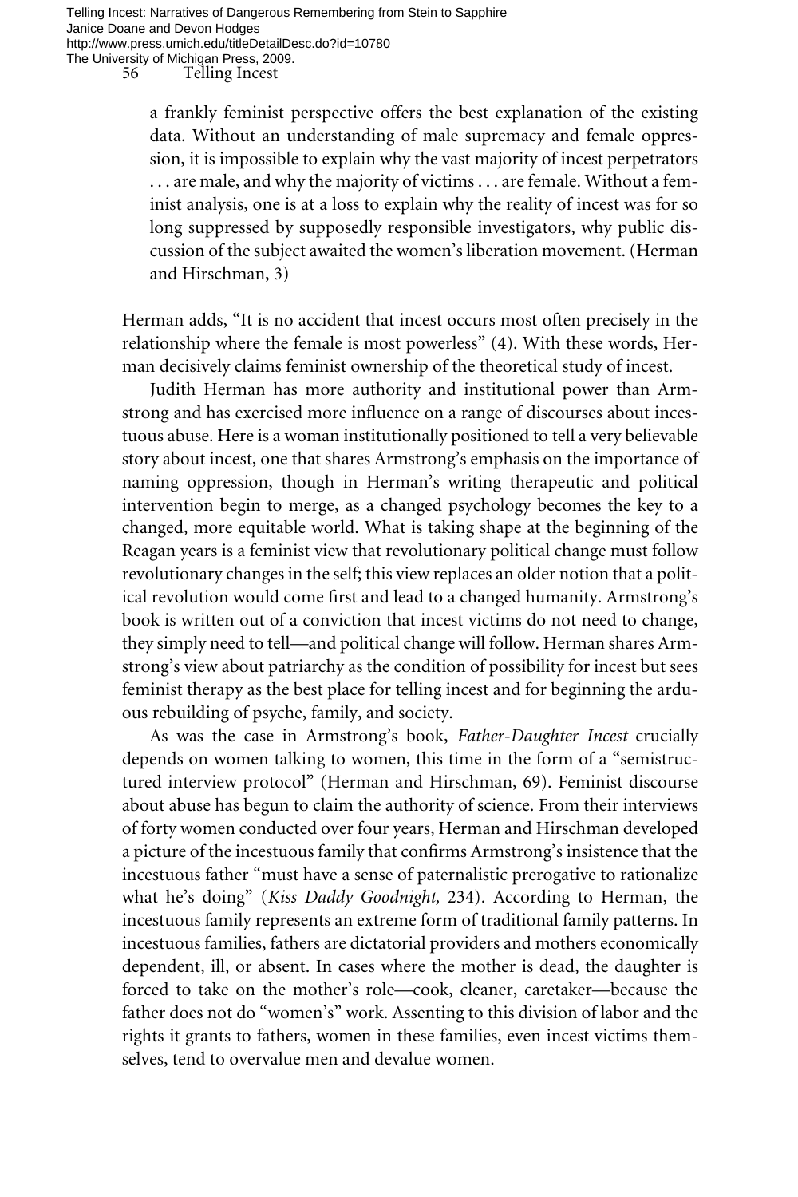> a frankly feminist perspective offers the best explanation of the existing data. Without an understanding of male supremacy and female oppression, it is impossible to explain why the vast majority of incest perpetrators . . . are male, and why the majority of victims . . . are female. Without a feminist analysis, one is at a loss to explain why the reality of incest was for so long suppressed by supposedly responsible investigators, why public discussion of the subject awaited the women's liberation movement. (Herman and Hirschman, 3)

Herman adds, "It is no accident that incest occurs most often precisely in the relationship where the female is most powerless" (4). With these words, Herman decisively claims feminist ownership of the theoretical study of incest.

Judith Herman has more authority and institutional power than Armstrong and has exercised more influence on a range of discourses about incestuous abuse. Here is a woman institutionally positioned to tell a very believable story about incest, one that shares Armstrong's emphasis on the importance of naming oppression, though in Herman's writing therapeutic and political intervention begin to merge, as a changed psychology becomes the key to a changed, more equitable world. What is taking shape at the beginning of the Reagan years is a feminist view that revolutionary political change must follow revolutionary changes in the self; this view replaces an older notion that a political revolution would come first and lead to a changed humanity. Armstrong's book is written out of a conviction that incest victims do not need to change, they simply need to tell—and political change will follow. Herman shares Armstrong's view about patriarchy as the condition of possibility for incest but sees feminist therapy as the best place for telling incest and for beginning the arduous rebuilding of psyche, family, and society.

As was the case in Armstrong's book, *Father-Daughter Incest* crucially depends on women talking to women, this time in the form of a "semistructured interview protocol" (Herman and Hirschman, 69). Feminist discourse about abuse has begun to claim the authority of science. From their interviews of forty women conducted over four years, Herman and Hirschman developed a picture of the incestuous family that confirms Armstrong's insistence that the incestuous father "must have a sense of paternalistic prerogative to rationalize what he's doing" (*Kiss Daddy Goodnight,* 234). According to Herman, the incestuous family represents an extreme form of traditional family patterns. In incestuous families, fathers are dictatorial providers and mothers economically dependent, ill, or absent. In cases where the mother is dead, the daughter is forced to take on the mother's role—cook, cleaner, caretaker—because the father does not do "women's" work. Assenting to this division of labor and the rights it grants to fathers, women in these families, even incest victims themselves, tend to overvalue men and devalue women.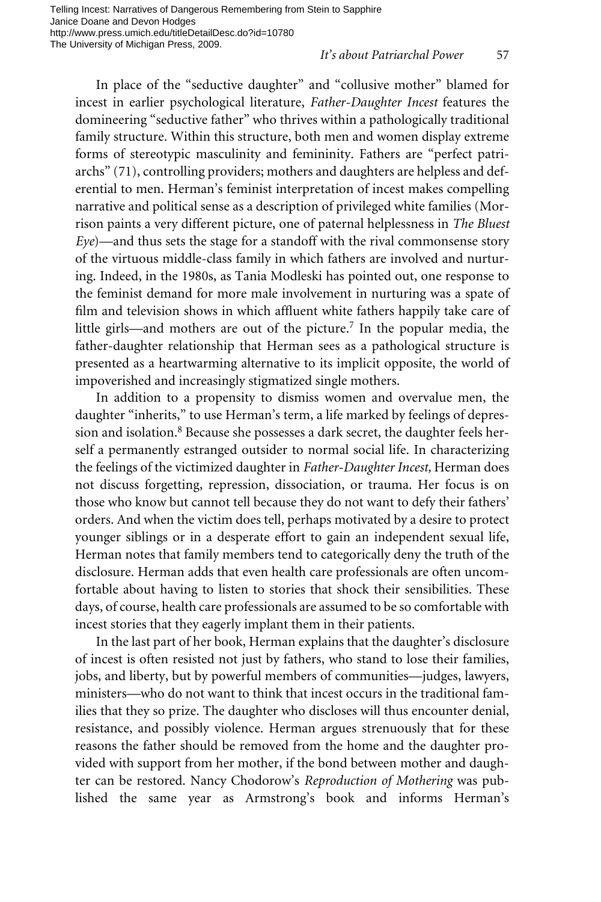In place of the "seductive daughter" and "collusive mother" blamed for incest in earlier psychological literature, *Father-Daughter Incest* features the domineering "seductive father" who thrives within a pathologically traditional family structure. Within this structure, both men and women display extreme forms of stereotypic masculinity and femininity. Fathers are "perfect patriarchs" (71), controlling providers; mothers and daughters are helpless and deferential to men. Herman's feminist interpretation of incest makes compelling narrative and political sense as a description of privileged white families (Morrison paints a very different picture, one of paternal helplessness in *The Bluest Eye*)—and thus sets the stage for a standoff with the rival commonsense story of the virtuous middle-class family in which fathers are involved and nurturing. Indeed, in the 1980s, as Tania Modleski has pointed out, one response to the feminist demand for more male involvement in nurturing was a spate of film and television shows in which affluent white fathers happily take care of little girls—and mothers are out of the picture.[7] In the popular media, the father-daughter relationship that Herman sees as a pathological structure is presented as a heartwarming alternative to its implicit opposite, the world of impoverished and increasingly stigmatized single mothers.

In addition to a propensity to dismiss women and overvalue men, the daughter "inherits," to use Herman's term, a life marked by feelings of depression and isolation.[8] Because she possesses a dark secret, the daughter feels herself a permanently estranged outsider to normal social life. In characterizing the feelings of the victimized daughter in *Father-Daughter Incest,* Herman does not discuss forgetting, repression, dissociation, or trauma. Her focus is on those who know but cannot tell because they do not want to defy their fathers' orders. And when the victim does tell, perhaps motivated by a desire to protect younger siblings or in a desperate effort to gain an independent sexual life, Herman notes that family members tend to categorically deny the truth of the disclosure. Herman adds that even health care professionals are often uncomfortable about having to listen to stories that shock their sensibilities. These days, of course, health care professionals are assumed to be so comfortable with incest stories that they eagerly implant them in their patients.

In the last part of her book, Herman explains that the daughter's disclosure of incest is often resisted not just by fathers, who stand to lose their families, jobs, and liberty, but by powerful members of communities—judges, lawyers, ministers—who do not want to think that incest occurs in the traditional families that they so prize. The daughter who discloses will thus encounter denial, resistance, and possibly violence. Herman argues strenuously that for these reasons the father should be removed from the home and the daughter provided with support from her mother, if the bond between mother and daughter can be restored. Nancy Chodorow's *Reproduction of Mothering* was published the same year as Armstrong's book and informs Herman's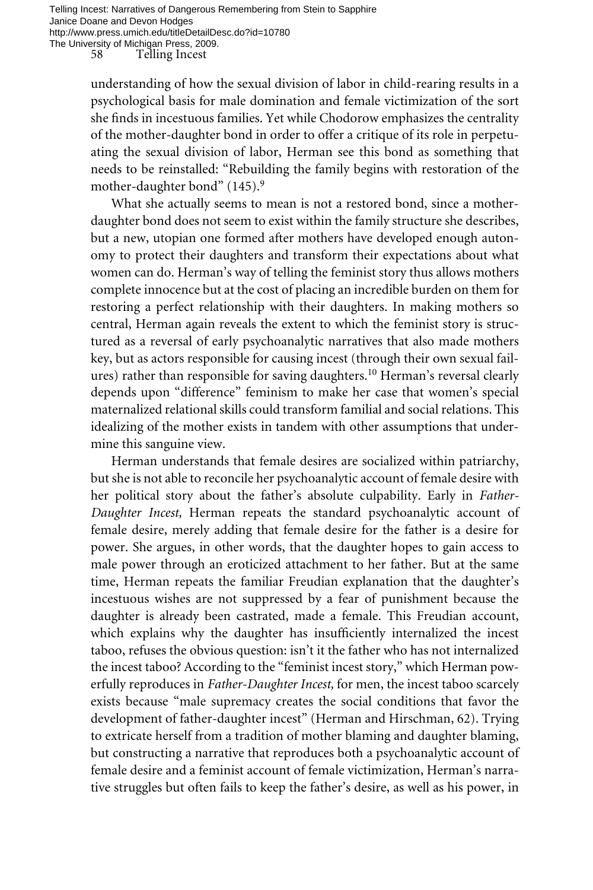understanding of how the sexual division of labor in child-rearing results in a psychological basis for male domination and female victimization of the sort she finds in incestuous families. Yet while Chodorow emphasizes the centrality of the mother-daughter bond in order to offer a critique of its role in perpetuating the sexual division of labor, Herman see this bond as something that needs to be reinstalled: "Rebuilding the family begins with restoration of the mother-daughter bond" (145).[9]

What she actually seems to mean is not a restored bond, since a mother-daughter bond does not seem to exist within the family structure she describes, but a new, utopian one formed after mothers have developed enough autonomy to protect their daughters and transform their expectations about what women can do. Herman's way of telling the feminist story thus allows mothers complete innocence but at the cost of placing an incredible burden on them for restoring a perfect relationship with their daughters. In making mothers so central, Herman again reveals the extent to which the feminist story is structured as a reversal of early psychoanalytic narratives that also made mothers key, but as actors responsible for causing incest (through their own sexual failures) rather than responsible for saving daughters.[10] Herman's reversal clearly depends upon "difference" feminism to make her case that women's special maternalized relational skills could transform familial and social relations. This idealizing of the mother exists in tandem with other assumptions that undermine this sanguine view.

Herman understands that female desires are socialized within patriarchy, but she is not able to reconcile her psychoanalytic account of female desire with her political story about the father's absolute culpability. Early in *Father-Daughter Incest,* Herman repeats the standard psychoanalytic account of female desire, merely adding that female desire for the father is a desire for power. She argues, in other words, that the daughter hopes to gain access to male power through an eroticized attachment to her father. But at the same time, Herman repeats the familiar Freudian explanation that the daughter's incestuous wishes are not suppressed by a fear of punishment because the daughter is already been castrated, made a female. This Freudian account, which explains why the daughter has insufficiently internalized the incest taboo, refuses the obvious question: isn't it the father who has not internalized the incest taboo? According to the "feminist incest story," which Herman powerfully reproduces in *Father-Daughter Incest,* for men, the incest taboo scarcely exists because "male supremacy creates the social conditions that favor the development of father-daughter incest" (Herman and Hirschman, 62). Trying to extricate herself from a tradition of mother blaming and daughter blaming, but constructing a narrative that reproduces both a psychoanalytic account of female desire and a feminist account of female victimization, Herman's narrative struggles but often fails to keep the father's desire, as well as his power, in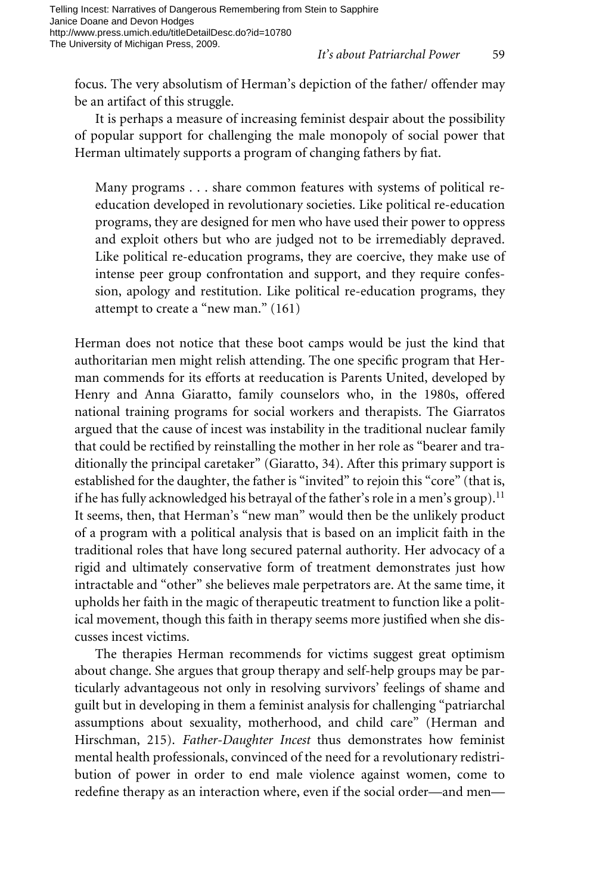focus. The very absolutism of Herman's depiction of the father/ offender may be an artifact of this struggle.

It is perhaps a measure of increasing feminist despair about the possibility of popular support for challenging the male monopoly of social power that Herman ultimately supports a program of changing fathers by fiat.

> Many programs . . . share common features with systems of political re-education developed in revolutionary societies. Like political re-education programs, they are designed for men who have used their power to oppress and exploit others but who are judged not to be irremediably depraved. Like political re-education programs, they are coercive, they make use of intense peer group confrontation and support, and they require confession, apology and restitution. Like political re-education programs, they attempt to create a "new man." (161)

Herman does not notice that these boot camps would be just the kind that authoritarian men might relish attending. The one specific program that Herman commends for its efforts at reeducation is Parents United, developed by Henry and Anna Giaratto, family counselors who, in the 1980s, offered national training programs for social workers and therapists. The Giarratos argued that the cause of incest was instability in the traditional nuclear family that could be rectified by reinstalling the mother in her role as "bearer and traditionally the principal caretaker" (Giaratto, 34). After this primary support is established for the daughter, the father is "invited" to rejoin this "core" (that is, if he has fully acknowledged his betrayal of the father's role in a men's group).[11] It seems, then, that Herman's "new man" would then be the unlikely product of a program with a political analysis that is based on an implicit faith in the traditional roles that have long secured paternal authority. Her advocacy of a rigid and ultimately conservative form of treatment demonstrates just how intractable and "other" she believes male perpetrators are. At the same time, it upholds her faith in the magic of therapeutic treatment to function like a political movement, though this faith in therapy seems more justified when she discusses incest victims.

The therapies Herman recommends for victims suggest great optimism about change. She argues that group therapy and self-help groups may be particularly advantageous not only in resolving survivors' feelings of shame and guilt but in developing in them a feminist analysis for challenging "patriarchal assumptions about sexuality, motherhood, and child care" (Herman and Hirschman, 215). *Father-Daughter Incest* thus demonstrates how feminist mental health professionals, convinced of the need for a revolutionary redistribution of power in order to end male violence against women, come to redefine therapy as an interaction where, even if the social order—and men—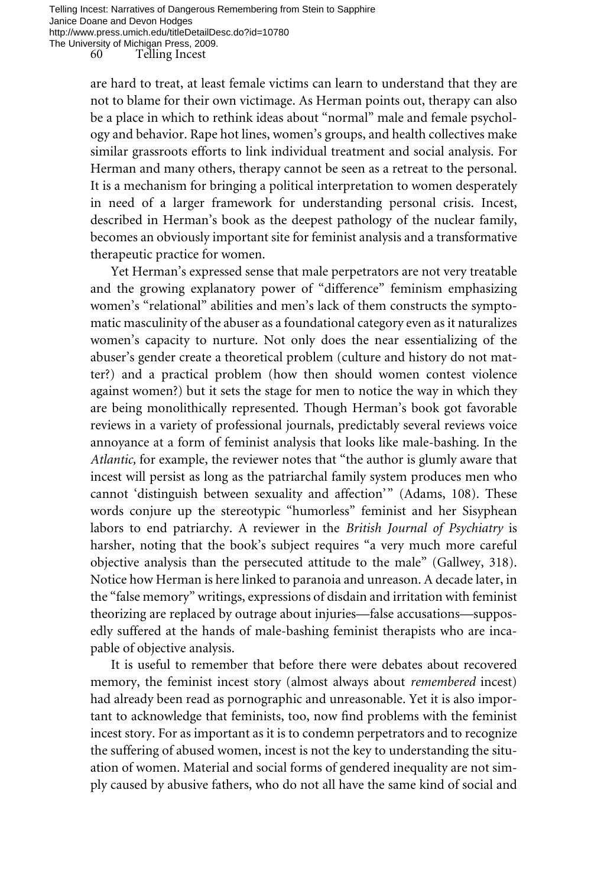are hard to treat, at least female victims can learn to understand that they are not to blame for their own victimage. As Herman points out, therapy can also be a place in which to rethink ideas about "normal" male and female psychology and behavior. Rape hot lines, women's groups, and health collectives make similar grassroots efforts to link individual treatment and social analysis. For Herman and many others, therapy cannot be seen as a retreat to the personal. It is a mechanism for bringing a political interpretation to women desperately in need of a larger framework for understanding personal crisis. Incest, described in Herman's book as the deepest pathology of the nuclear family, becomes an obviously important site for feminist analysis and a transformative therapeutic practice for women.

Yet Herman's expressed sense that male perpetrators are not very treatable and the growing explanatory power of "difference" feminism emphasizing women's "relational" abilities and men's lack of them constructs the symptomatic masculinity of the abuser as a foundational category even as it naturalizes women's capacity to nurture. Not only does the near essentializing of the abuser's gender create a theoretical problem (culture and history do not matter?) and a practical problem (how then should women contest violence against women?) but it sets the stage for men to notice the way in which they are being monolithically represented. Though Herman's book got favorable reviews in a variety of professional journals, predictably several reviews voice annoyance at a form of feminist analysis that looks like male-bashing. In the *Atlantic,* for example, the reviewer notes that "the author is glumly aware that incest will persist as long as the patriarchal family system produces men who cannot 'distinguish between sexuality and affection'" (Adams, 108). These words conjure up the stereotypic "humorless" feminist and her Sisyphean labors to end patriarchy. A reviewer in the *British Journal of Psychiatry* is harsher, noting that the book's subject requires "a very much more careful objective analysis than the persecuted attitude to the male" (Gallwey, 318). Notice how Herman is here linked to paranoia and unreason. A decade later, in the "false memory" writings, expressions of disdain and irritation with feminist theorizing are replaced by outrage about injuries—false accusations—supposedly suffered at the hands of male-bashing feminist therapists who are incapable of objective analysis.

It is useful to remember that before there were debates about recovered memory, the feminist incest story (almost always about *remembered* incest) had already been read as pornographic and unreasonable. Yet it is also important to acknowledge that feminists, too, now find problems with the feminist incest story. For as important as it is to condemn perpetrators and to recognize the suffering of abused women, incest is not the key to understanding the situation of women. Material and social forms of gendered inequality are not simply caused by abusive fathers, who do not all have the same kind of social and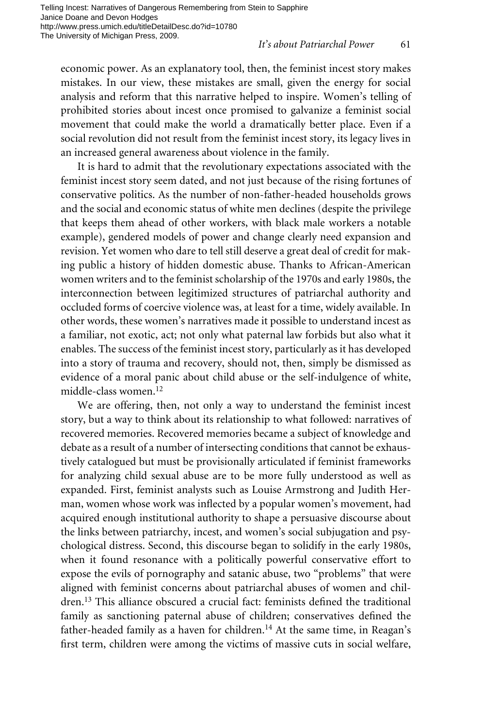economic power. As an explanatory tool, then, the feminist incest story makes mistakes. In our view, these mistakes are small, given the energy for social analysis and reform that this narrative helped to inspire. Women's telling of prohibited stories about incest once promised to galvanize a feminist social movement that could make the world a dramatically better place. Even if a social revolution did not result from the feminist incest story, its legacy lives in an increased general awareness about violence in the family.

It is hard to admit that the revolutionary expectations associated with the feminist incest story seem dated, and not just because of the rising fortunes of conservative politics. As the number of non-father-headed households grows and the social and economic status of white men declines (despite the privilege that keeps them ahead of other workers, with black male workers a notable example), gendered models of power and change clearly need expansion and revision. Yet women who dare to tell still deserve a great deal of credit for making public a history of hidden domestic abuse. Thanks to African-American women writers and to the feminist scholarship of the 1970s and early 1980s, the interconnection between legitimized structures of patriarchal authority and occluded forms of coercive violence was, at least for a time, widely available. In other words, these women's narratives made it possible to understand incest as a familiar, not exotic, act; not only what paternal law forbids but also what it enables. The success of the feminist incest story, particularly as it has developed into a story of trauma and recovery, should not, then, simply be dismissed as evidence of a moral panic about child abuse or the self-indulgence of white, middle-class women.[12]

We are offering, then, not only a way to understand the feminist incest story, but a way to think about its relationship to what followed: narratives of recovered memories. Recovered memories became a subject of knowledge and debate as a result of a number of intersecting conditions that cannot be exhaustively catalogued but must be provisionally articulated if feminist frameworks for analyzing child sexual abuse are to be more fully understood as well as expanded. First, feminist analysts such as Louise Armstrong and Judith Herman, women whose work was inflected by a popular women's movement, had acquired enough institutional authority to shape a persuasive discourse about the links between patriarchy, incest, and women's social subjugation and psychological distress. Second, this discourse began to solidify in the early 1980s, when it found resonance with a politically powerful conservative effort to expose the evils of pornography and satanic abuse, two "problems" that were aligned with feminist concerns about patriarchal abuses of women and children.[13] This alliance obscured a crucial fact: feminists defined the traditional family as sanctioning paternal abuse of children; conservatives defined the father-headed family as a haven for children.[14] At the same time, in Reagan's first term, children were among the victims of massive cuts in social welfare,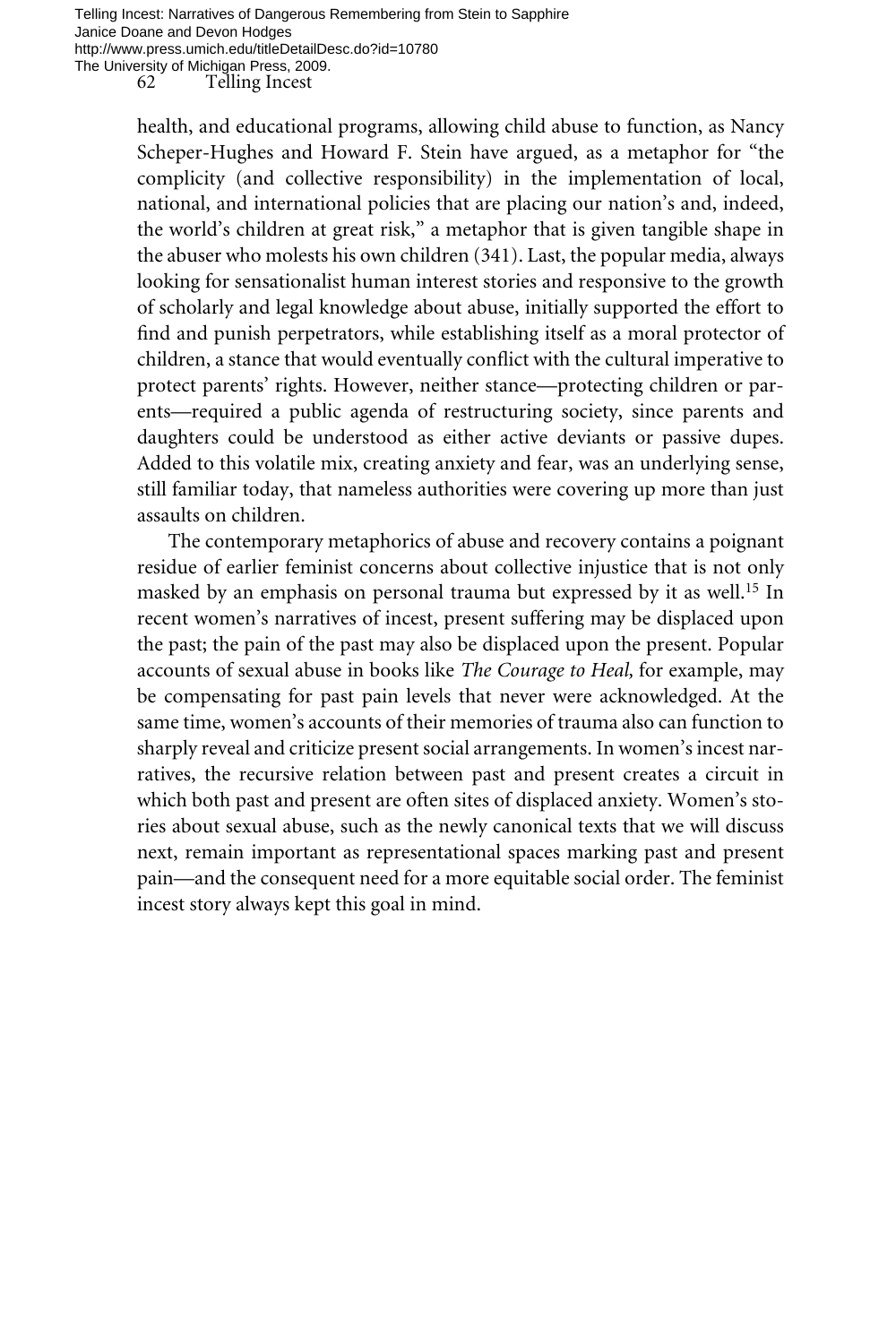health, and educational programs, allowing child abuse to function, as Nancy Scheper-Hughes and Howard F. Stein have argued, as a metaphor for "the complicity (and collective responsibility) in the implementation of local, national, and international policies that are placing our nation's and, indeed, the world's children at great risk," a metaphor that is given tangible shape in the abuser who molests his own children (341). Last, the popular media, always looking for sensationalist human interest stories and responsive to the growth of scholarly and legal knowledge about abuse, initially supported the effort to find and punish perpetrators, while establishing itself as a moral protector of children, a stance that would eventually conflict with the cultural imperative to protect parents' rights. However, neither stance—protecting children or parents—required a public agenda of restructuring society, since parents and daughters could be understood as either active deviants or passive dupes. Added to this volatile mix, creating anxiety and fear, was an underlying sense, still familiar today, that nameless authorities were covering up more than just assaults on children.

The contemporary metaphorics of abuse and recovery contains a poignant residue of earlier feminist concerns about collective injustice that is not only masked by an emphasis on personal trauma but expressed by it as well.[15] In recent women's narratives of incest, present suffering may be displaced upon the past; the pain of the past may also be displaced upon the present. Popular accounts of sexual abuse in books like *The Courage to Heal,* for example, may be compensating for past pain levels that never were acknowledged. At the same time, women's accounts of their memories of trauma also can function to sharply reveal and criticize present social arrangements. In women's incest narratives, the recursive relation between past and present creates a circuit in which both past and present are often sites of displaced anxiety. Women's stories about sexual abuse, such as the newly canonical texts that we will discuss next, remain important as representational spaces marking past and present pain—and the consequent need for a more equitable social order. The feminist incest story always kept this goal in mind.